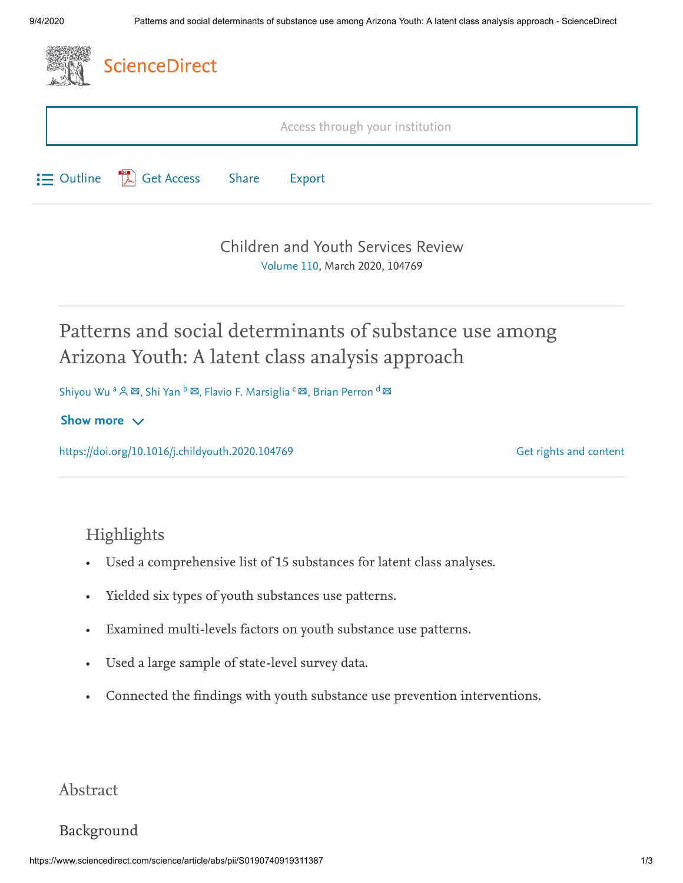ScienceDirect

Access through your institution

Outline | Get Access | Share | Export

Children and Youth Services Review

Volume 110, March 2020, 104769

# Patterns and social determinants of substance use among Arizona Youth: A latent class analysis approach

Shiyou Wu [a], Shi Yan [b], Flavio F. Marsiglia [c], Brian Perron [d]

Show more

https://doi.org/10.1016/j.childyouth.2020.104769

Get rights and content

## Highlights

- Used a comprehensive list of 15 substances for latent class analyses.
- Yielded six types of youth substances use patterns.
- Examined multi-levels factors on youth substance use patterns.
- Used a large sample of state-level survey data.
- Connected the findings with youth substance use prevention interventions.

## Abstract

### Background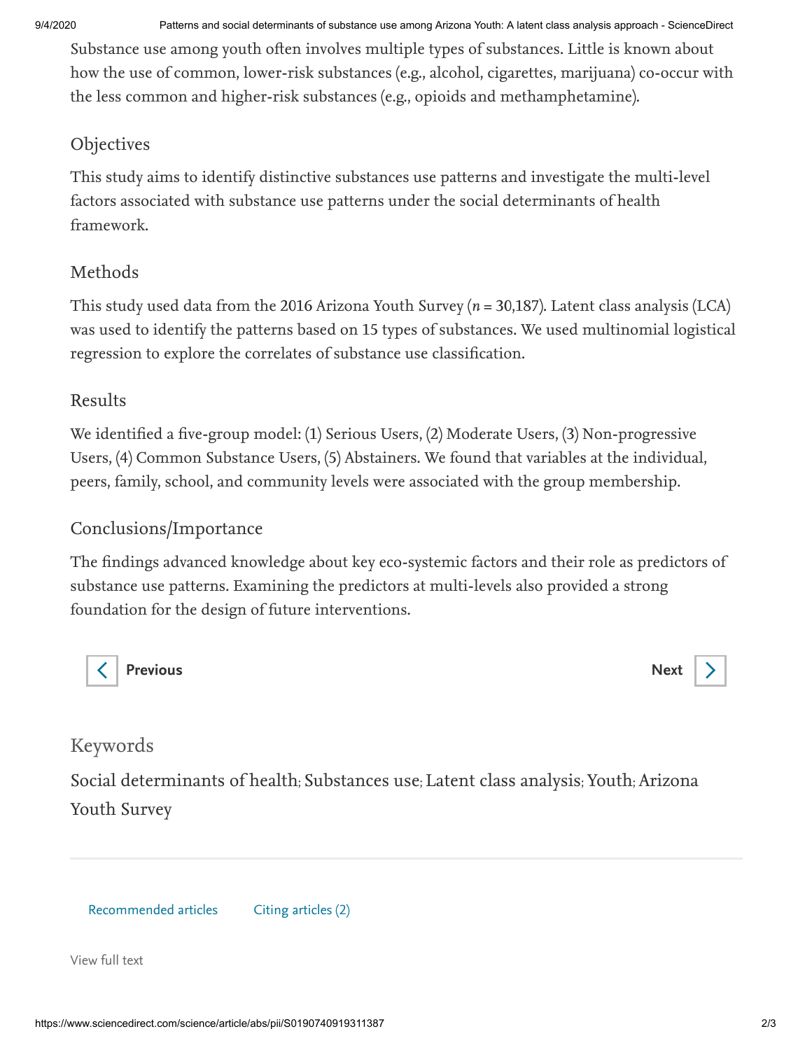Substance use among youth often involves multiple types of substances. Little is known about how the use of common, lower-risk substances (e.g., alcohol, cigarettes, marijuana) co-occur with the less common and higher-risk substances (e.g., opioids and methamphetamine).

## Objectives

This study aims to identify distinctive substances use patterns and investigate the multi-level factors associated with substance use patterns under the social determinants of health framework.

## Methods

This study used data from the 2016 Arizona Youth Survey ($n$ = 30,187). Latent class analysis (LCA) was used to identify the patterns based on 15 types of substances. We used multinomial logistical regression to explore the correlates of substance use classification.

## Results

We identified a five-group model: (1) Serious Users, (2) Moderate Users, (3) Non-progressive Users, (4) Common Substance Users, (5) Abstainers. We found that variables at the individual, peers, family, school, and community levels were associated with the group membership.

## Conclusions/Importance

The findings advanced knowledge about key eco-systemic factors and their role as predictors of substance use patterns. Examining the predictors at multi-levels also provided a strong foundation for the design of future interventions.

Previous

Next

## Keywords

Social determinants of health; Substances use; Latent class analysis; Youth; Arizona Youth Survey

Recommended articles

Citing articles (2)

View full text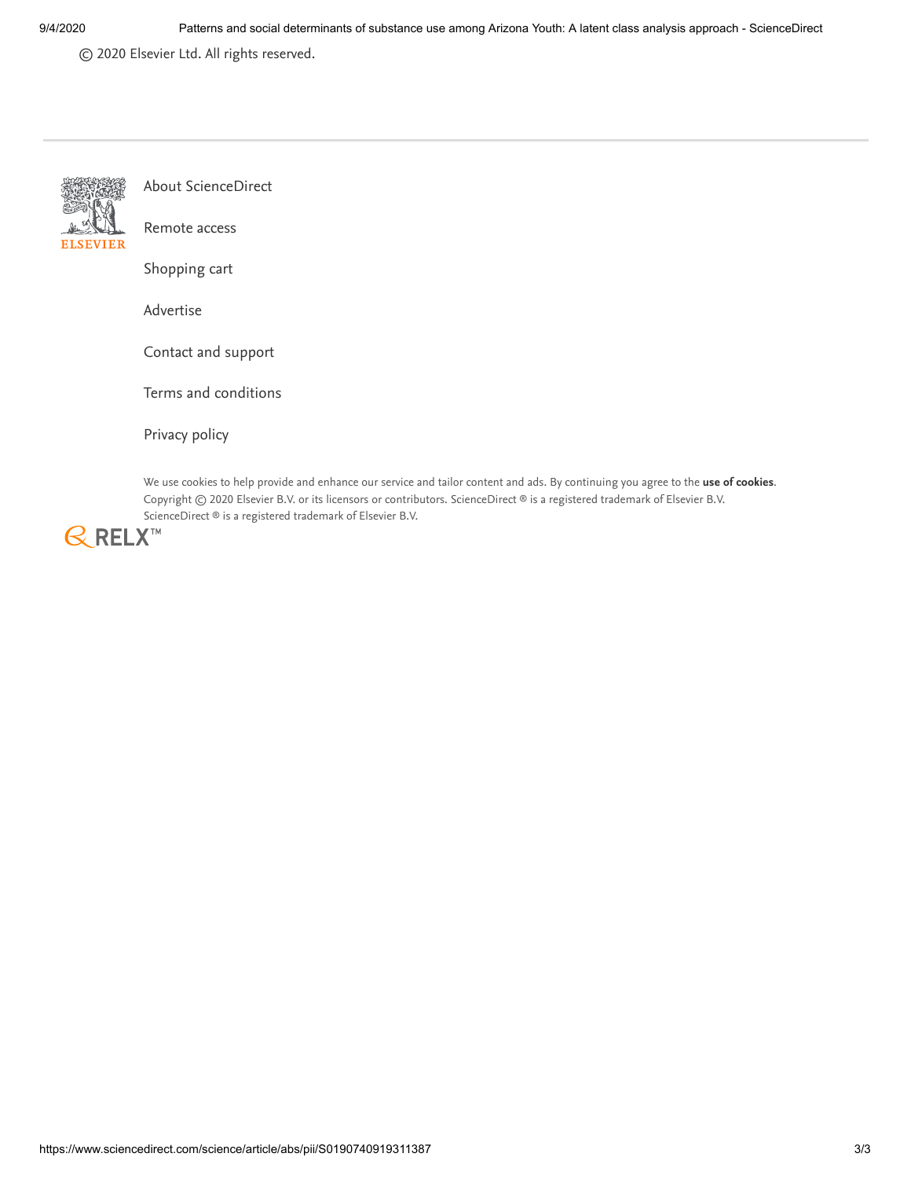© 2020 Elsevier Ltd. All rights reserved.

About ScienceDirect

Remote access

Shopping cart

Advertise

Contact and support

Terms and conditions

Privacy policy

We use cookies to help provide and enhance our service and tailor content and ads. By continuing you agree to the **use of cookies**.
Copyright © 2020 Elsevier B.V. or its licensors or contributors. ScienceDirect ® is a registered trademark of Elsevier B.V.
ScienceDirect ® is a registered trademark of Elsevier B.V.